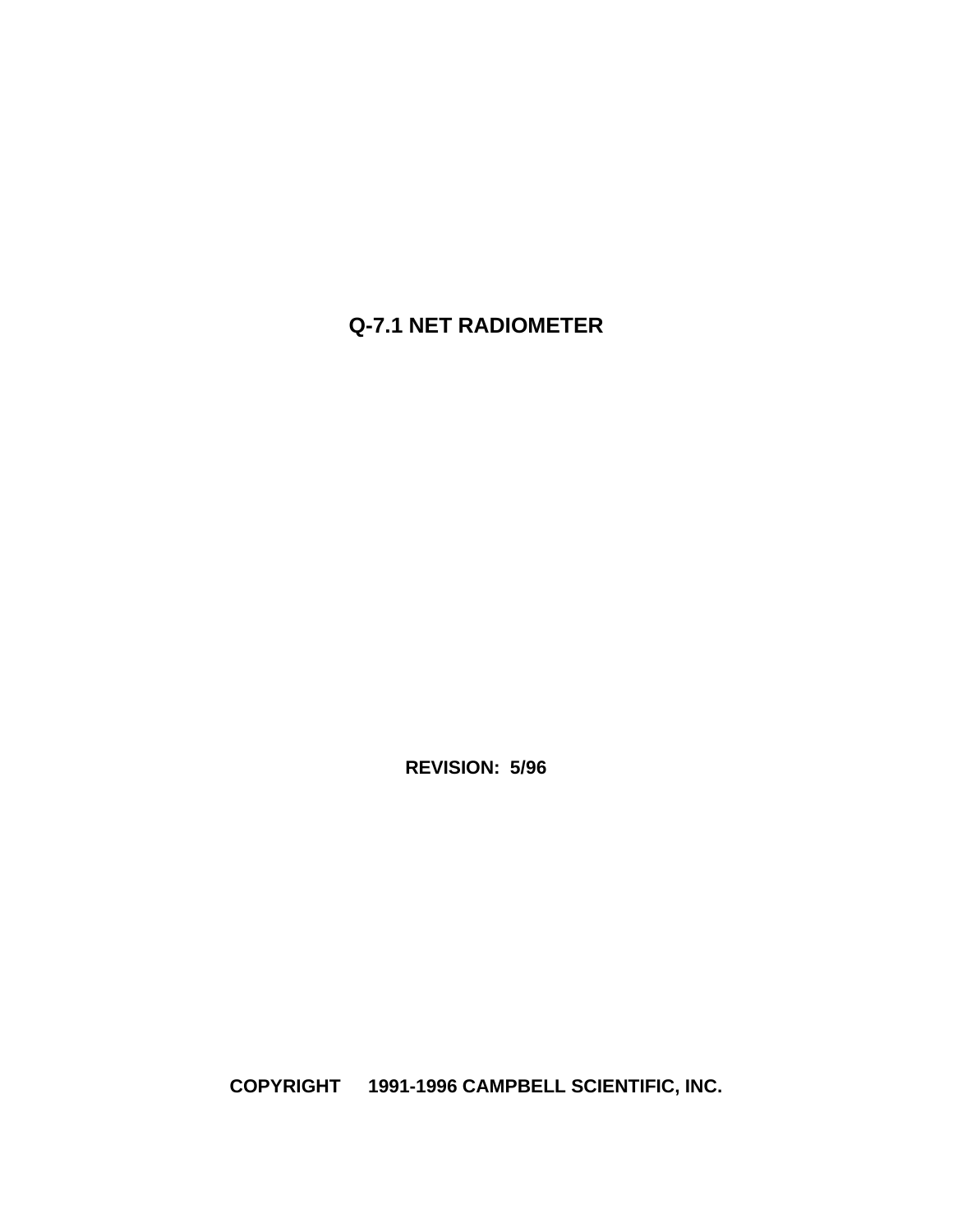# Q-7.1 NET RADIOMETER

**REVISION: 5/96**

**COPYRIGHT 1991-1996 CAMPBELL SCIENTIFIC, INC.**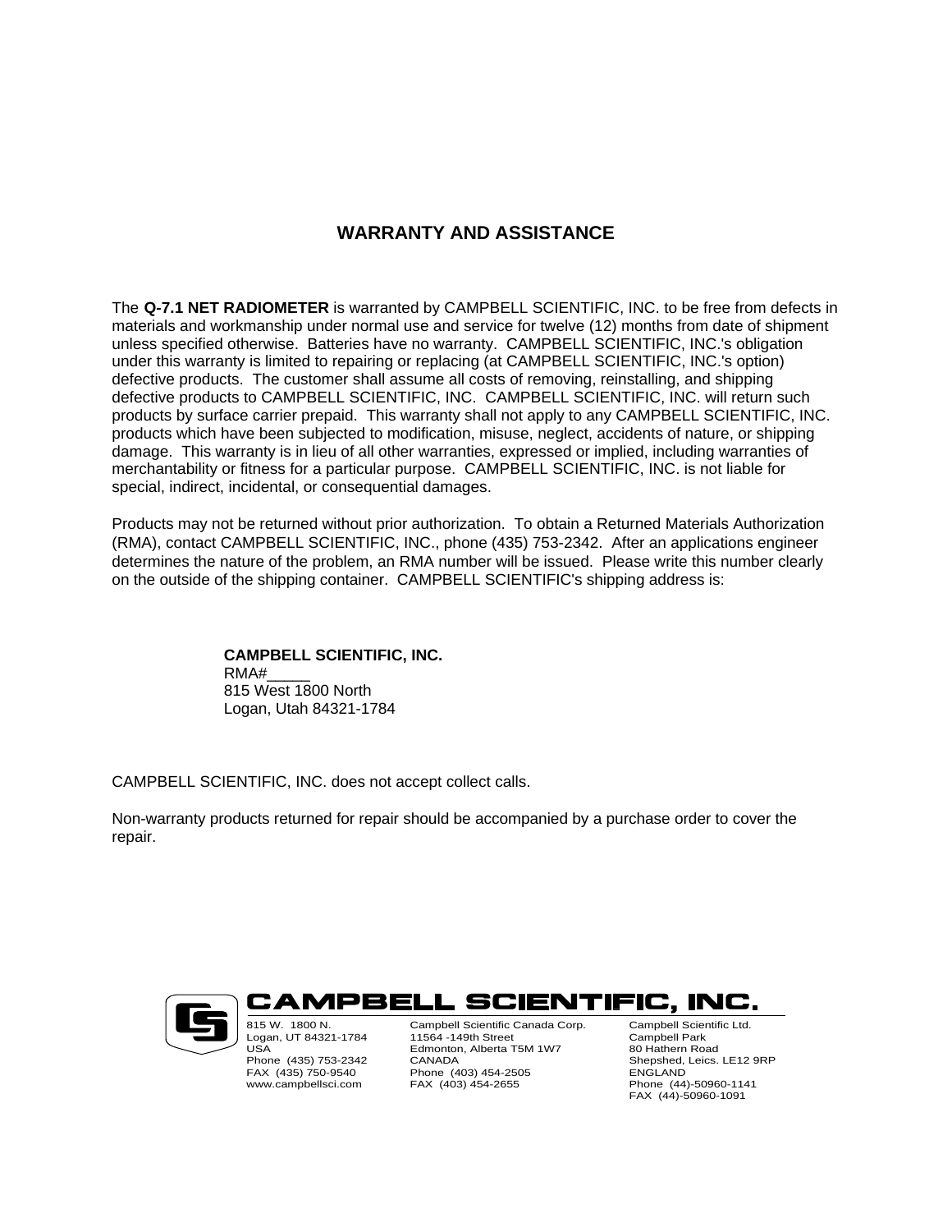# WARRANTY AND ASSISTANCE

The **Q-7.1 NET RADIOMETER** is warranted by CAMPBELL SCIENTIFIC, INC. to be free from defects in materials and workmanship under normal use and service for twelve (12) months from date of shipment unless specified otherwise. Batteries have no warranty. CAMPBELL SCIENTIFIC, INC.'s obligation under this warranty is limited to repairing or replacing (at CAMPBELL SCIENTIFIC, INC.'s option) defective products. The customer shall assume all costs of removing, reinstalling, and shipping defective products to CAMPBELL SCIENTIFIC, INC. CAMPBELL SCIENTIFIC, INC. will return such products by surface carrier prepaid. This warranty shall not apply to any CAMPBELL SCIENTIFIC, INC. products which have been subjected to modification, misuse, neglect, accidents of nature, or shipping damage. This warranty is in lieu of all other warranties, expressed or implied, including warranties of merchantability or fitness for a particular purpose. CAMPBELL SCIENTIFIC, INC. is not liable for special, indirect, incidental, or consequential damages.

Products may not be returned without prior authorization. To obtain a Returned Materials Authorization (RMA), contact CAMPBELL SCIENTIFIC, INC., phone (435) 753-2342. After an applications engineer determines the nature of the problem, an RMA number will be issued. Please write this number clearly on the outside of the shipping container. CAMPBELL SCIENTIFIC's shipping address is:

**CAMPBELL SCIENTIFIC, INC.**
RMA#_____
815 West 1800 North
Logan, Utah 84321-1784

CAMPBELL SCIENTIFIC, INC. does not accept collect calls.

Non-warranty products returned for repair should be accompanied by a purchase order to cover the repair.

**CAMPBELL SCIENTIFIC, INC.**

815 W. 1800 N.
Logan, UT 84321-1784
USA
Phone (435) 753-2342
FAX (435) 750-9540
www.campbellsci.com

Campbell Scientific Canada Corp.
11564 -149th Street
Edmonton, Alberta T5M 1W7
CANADA
Phone (403) 454-2505
FAX (403) 454-2655

Campbell Scientific Ltd.
Campbell Park
80 Hathern Road
Shepshed, Leics. LE12 9RP
ENGLAND
Phone (44)-50960-1141
FAX (44)-50960-1091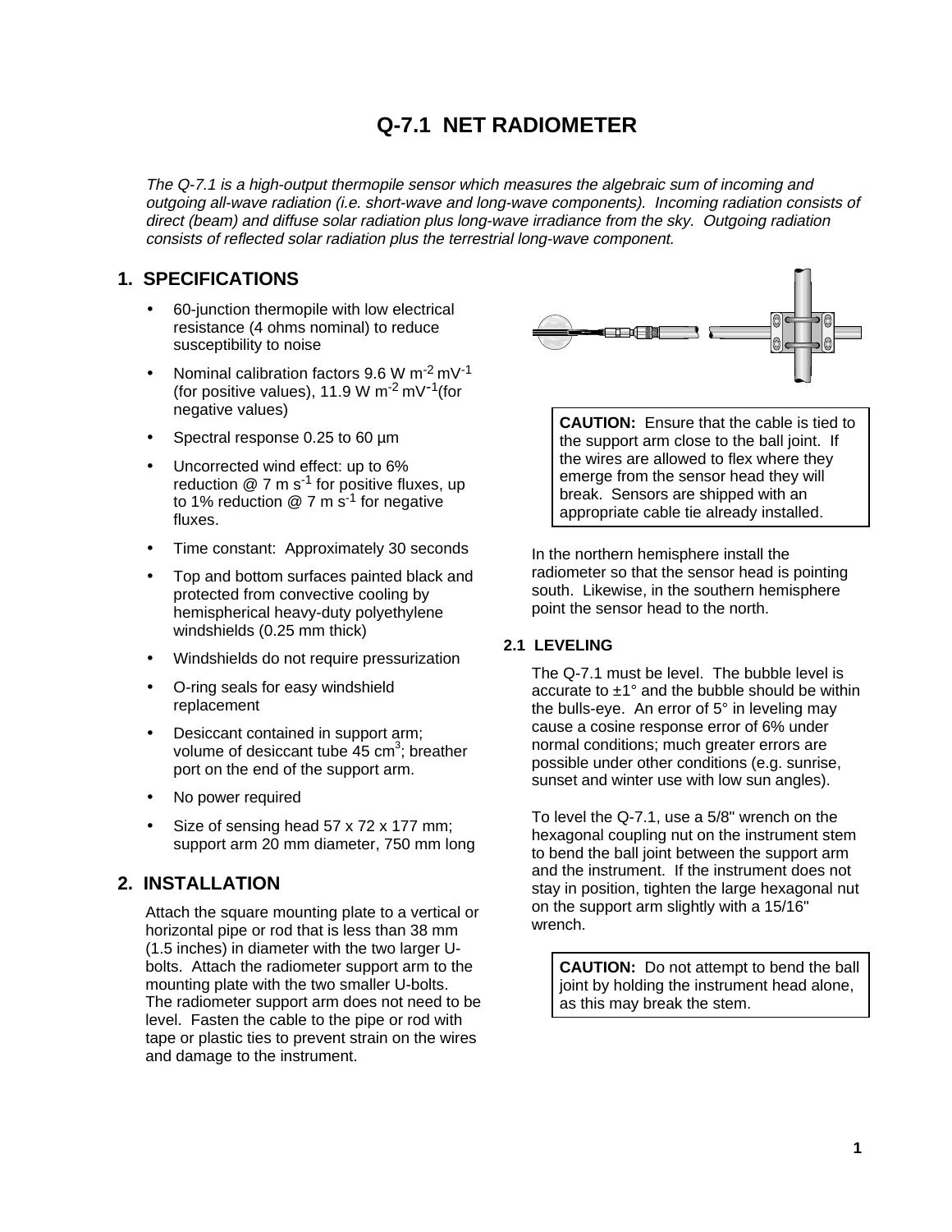# Q-7.1 NET RADIOMETER

*The Q-7.1 is a high-output thermopile sensor which measures the algebraic sum of incoming and outgoing all-wave radiation (i.e. short-wave and long-wave components). Incoming radiation consists of direct (beam) and diffuse solar radiation plus long-wave irradiance from the sky. Outgoing radiation consists of reflected solar radiation plus the terrestrial long-wave component.*

## 1. SPECIFICATIONS

- 60-junction thermopile with low electrical resistance (4 ohms nominal) to reduce susceptibility to noise
- Nominal calibration factors 9.6 W $m^{-2}$ $mV^{-1}$ (for positive values), 11.9 W $m^{-2}$ $mV^{-1}$(for negative values)
- Spectral response 0.25 to 60 µm
- Uncorrected wind effect: up to 6% reduction @ 7 m $s^{-1}$ for positive fluxes, up to 1% reduction @ 7 m $s^{-1}$ for negative fluxes.
- Time constant: Approximately 30 seconds
- Top and bottom surfaces painted black and protected from convective cooling by hemispherical heavy-duty polyethylene windshields (0.25 mm thick)
- Windshields do not require pressurization
- O-ring seals for easy windshield replacement
- Desiccant contained in support arm; volume of desiccant tube 45 $cm^3$; breather port on the end of the support arm.
- No power required
- Size of sensing head 57 x 72 x 177 mm; support arm 20 mm diameter, 750 mm long

## 2. INSTALLATION

Attach the square mounting plate to a vertical or horizontal pipe or rod that is less than 38 mm (1.5 inches) in diameter with the two larger U-bolts. Attach the radiometer support arm to the mounting plate with the two smaller U-bolts. The radiometer support arm does not need to be level. Fasten the cable to the pipe or rod with tape or plastic ties to prevent strain on the wires and damage to the instrument.

**CAUTION:** Ensure that the cable is tied to the support arm close to the ball joint. If the wires are allowed to flex where they emerge from the sensor head they will break. Sensors are shipped with an appropriate cable tie already installed.

In the northern hemisphere install the radiometer so that the sensor head is pointing south. Likewise, in the southern hemisphere point the sensor head to the north.

### 2.1 LEVELING

The Q-7.1 must be level. The bubble level is accurate to ±1° and the bubble should be within the bulls-eye. An error of 5° in leveling may cause a cosine response error of 6% under normal conditions; much greater errors are possible under other conditions (e.g. sunrise, sunset and winter use with low sun angles).

To level the Q-7.1, use a 5/8" wrench on the hexagonal coupling nut on the instrument stem to bend the ball joint between the support arm and the instrument. If the instrument does not stay in position, tighten the large hexagonal nut on the support arm slightly with a 15/16" wrench.

**CAUTION:** Do not attempt to bend the ball joint by holding the instrument head alone, as this may break the stem.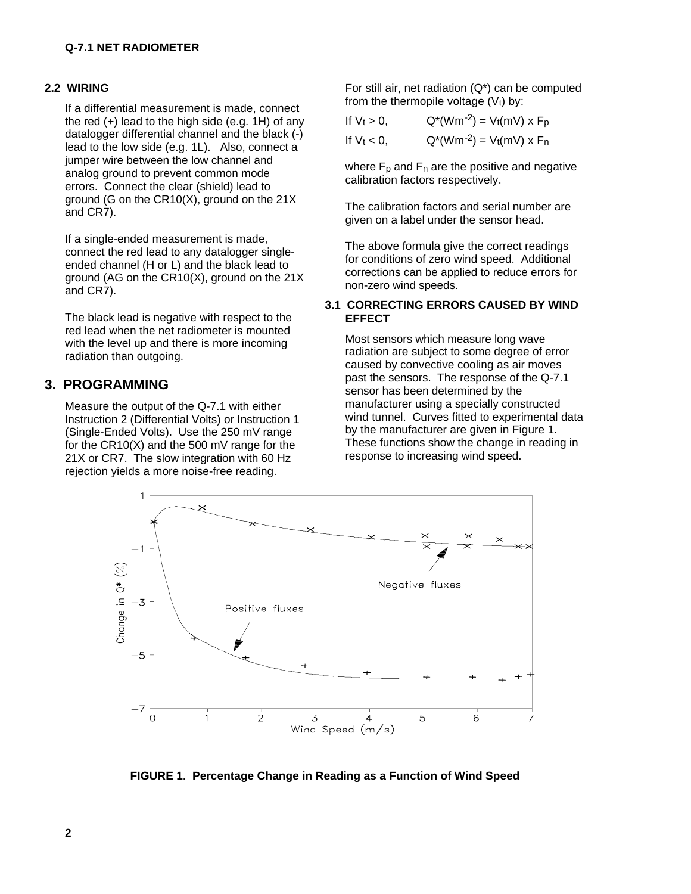### 2.2 WIRING

If a differential measurement is made, connect the red (+) lead to the high side (e.g. 1H) of any datalogger differential channel and the black (-) lead to the low side (e.g. 1L). Also, connect a jumper wire between the low channel and analog ground to prevent common mode errors. Connect the clear (shield) lead to ground (G on the CR10(X), ground on the 21X and CR7).

If a single-ended measurement is made, connect the red lead to any datalogger single-ended channel (H or L) and the black lead to ground (AG on the CR10(X), ground on the 21X and CR7).

The black lead is negative with respect to the red lead when the net radiometer is mounted with the level up and there is more incoming radiation than outgoing.

## 3. PROGRAMMING

Measure the output of the Q-7.1 with either Instruction 2 (Differential Volts) or Instruction 1 (Single-Ended Volts). Use the 250 mV range for the CR10(X) and the 500 mV range for the 21X or CR7. The slow integration with 60 Hz rejection yields a more noise-free reading.

For still air, net radiation (Q*) can be computed from the thermopile voltage ($V_t$) by:

If $V_t > 0$, $Q^*(Wm^{-2}) = V_t(mV) \times F_p$

If $V_t < 0$, $Q^*(Wm^{-2}) = V_t(mV) \times F_n$

where $F_p$ and $F_n$ are the positive and negative calibration factors respectively.

The calibration factors and serial number are given on a label under the sensor head.

The above formula give the correct readings for conditions of zero wind speed. Additional corrections can be applied to reduce errors for non-zero wind speeds.

### 3.1 CORRECTING ERRORS CAUSED BY WIND EFFECT

Most sensors which measure long wave radiation are subject to some degree of error caused by convective cooling as air moves past the sensors. The response of the Q-7.1 sensor has been determined by the manufacturer using a specially constructed wind tunnel. Curves fitted to experimental data by the manufacturer are given in Figure 1. These functions show the change in reading in response to increasing wind speed.

**FIGURE 1. Percentage Change in Reading as a Function of Wind Speed**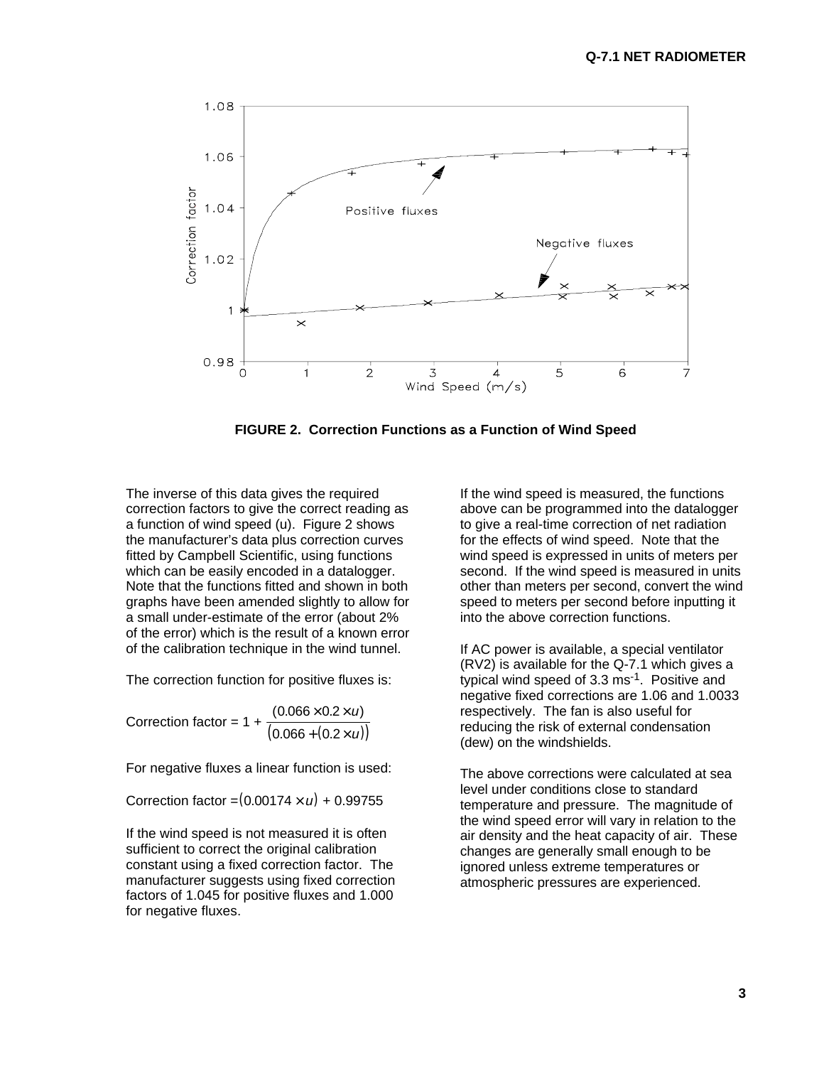**FIGURE 2. Correction Functions as a Function of Wind Speed**

The inverse of this data gives the required correction factors to give the correct reading as a function of wind speed (u). Figure 2 shows the manufacturer's data plus correction curves fitted by Campbell Scientific, using functions which can be easily encoded in a datalogger. Note that the functions fitted and shown in both graphs have been amended slightly to allow for a small under-estimate of the error (about 2% of the error) which is the result of a known error of the calibration technique in the wind tunnel.

The correction function for positive fluxes is:

$$\text{Correction factor} = 1 + \frac{(0.066 \times 0.2 \times u)}{\left(0.066 + (0.2 \times u)\right)}$$

For negative fluxes a linear function is used:

$$\text{Correction factor} = (0.00174 \times u) + 0.99755$$

If the wind speed is not measured it is often sufficient to correct the original calibration constant using a fixed correction factor. The manufacturer suggests using fixed correction factors of 1.045 for positive fluxes and 1.000 for negative fluxes.

If the wind speed is measured, the functions above can be programmed into the datalogger to give a real-time correction of net radiation for the effects of wind speed. Note that the wind speed is expressed in units of meters per second. If the wind speed is measured in units other than meters per second, convert the wind speed to meters per second before inputting it into the above correction functions.

If AC power is available, a special ventilator (RV2) is available for the Q-7.1 which gives a typical wind speed of 3.3 $ms^{-1}$. Positive and negative fixed corrections are 1.06 and 1.0033 respectively. The fan is also useful for reducing the risk of external condensation (dew) on the windshields.

The above corrections were calculated at sea level under conditions close to standard temperature and pressure. The magnitude of the wind speed error will vary in relation to the air density and the heat capacity of air. These changes are generally small enough to be ignored unless extreme temperatures or atmospheric pressures are experienced.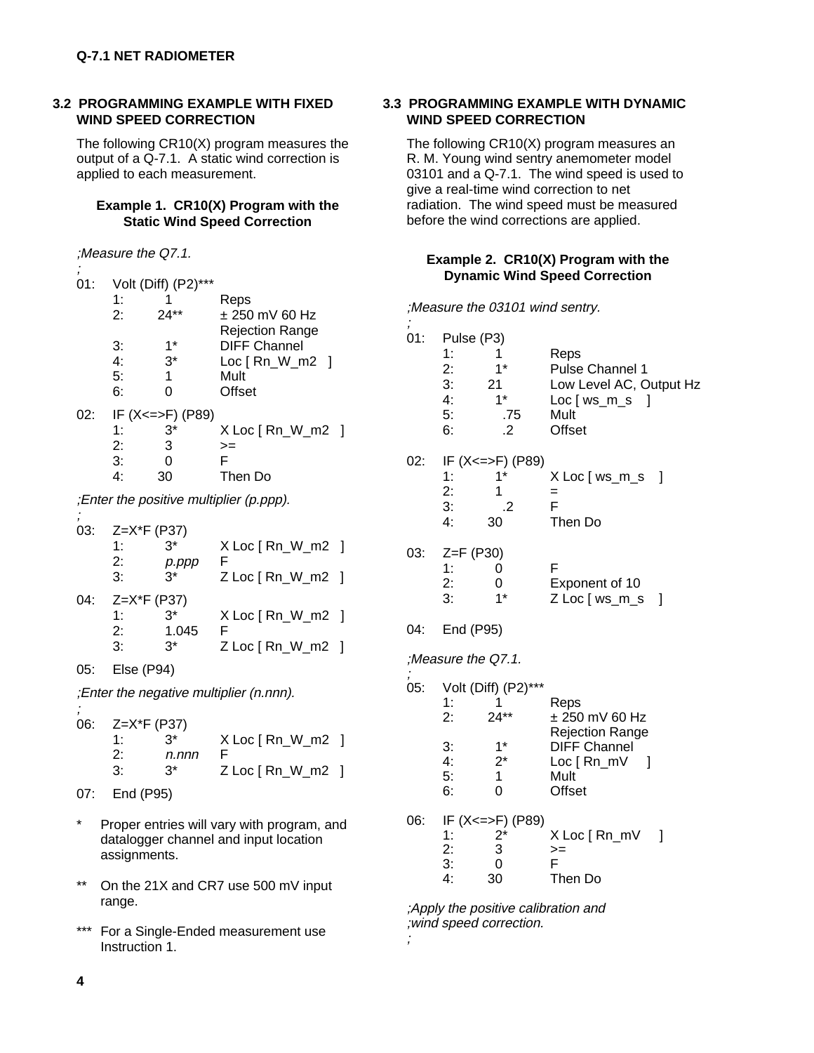### 3.2 PROGRAMMING EXAMPLE WITH FIXED WIND SPEED CORRECTION

The following CR10(X) program measures the output of a Q-7.1. A static wind correction is applied to each measurement.

**Example 1. CR10(X) Program with the Static Wind Speed Correction**

```
;Measure the Q7.1.
;
01:  Volt (Diff) (P2)***
      1:    1        Reps
      2:    24**     ± 250 mV 60 Hz
                     Rejection Range
      3:    1*       DIFF Channel
      4:    3*       Loc [ Rn_W_m2   ]
      5:    1        Mult
      6:    0        Offset

02:  IF (X<=>F) (P89)
      1:    3*       X Loc [ Rn_W_m2   ]
      2:    3        >=
      3:    0        F
      4:    30       Then Do

;Enter the positive multiplier (p.ppp).
;
03:  Z=X*F (P37)
      1:    3*       X Loc [ Rn_W_m2   ]
      2:    p.ppp    F
      3:    3*       Z Loc [ Rn_W_m2   ]

04:  Z=X*F (P37)
      1:    3*       X Loc [ Rn_W_m2   ]
      2:    1.045    F
      3:    3*       Z Loc [ Rn_W_m2   ]

05:  Else (P94)

;Enter the negative multiplier (n.nnn).
;
06:  Z=X*F (P37)
      1:    3*       X Loc [ Rn_W_m2   ]
      2:    n.nnn    F
      3:    3*       Z Loc [ Rn_W_m2   ]

07:  End (P95)
```

\* Proper entries will vary with program, and datalogger channel and input location assignments.

\*\* On the 21X and CR7 use 500 mV input range.

\*\*\* For a Single-Ended measurement use Instruction 1.

### 3.3 PROGRAMMING EXAMPLE WITH DYNAMIC WIND SPEED CORRECTION

The following CR10(X) program measures an R. M. Young wind sentry anemometer model 03101 and a Q-7.1. The wind speed is used to give a real-time wind correction to net radiation. The wind speed must be measured before the wind corrections are applied.

**Example 2. CR10(X) Program with the Dynamic Wind Speed Correction**

```
;Measure the 03101 wind sentry.
;
01:  Pulse (P3)
      1:    1        Reps
      2:    1*       Pulse Channel 1
      3:    21       Low Level AC, Output Hz
      4:    1*       Loc [ ws_m_s    ]
      5:    .75      Mult
      6:    .2       Offset

02:  IF (X<=>F) (P89)
      1:    1*       X Loc [ ws_m_s    ]
      2:    1        =
      3:    .2       F
      4:    30       Then Do

03:  Z=F (P30)
      1:    0        F
      2:    0        Exponent of 10
      3:    1*       Z Loc [ ws_m_s    ]

04:  End (P95)

;Measure the Q7.1.
;
05:  Volt (Diff) (P2)***
      1:    1        Reps
      2:    24**     ± 250 mV 60 Hz
                     Rejection Range
      3:    1*       DIFF Channel
      4:    2*       Loc [ Rn_mV     ]
      5:    1        Mult
      6:    0        Offset

06:  IF (X<=>F) (P89)
      1:    2*       X Loc [ Rn_mV     ]
      2:    3        >=
      3:    0        F
      4:    30       Then Do

;Apply the positive calibration and
;wind speed correction.
;
```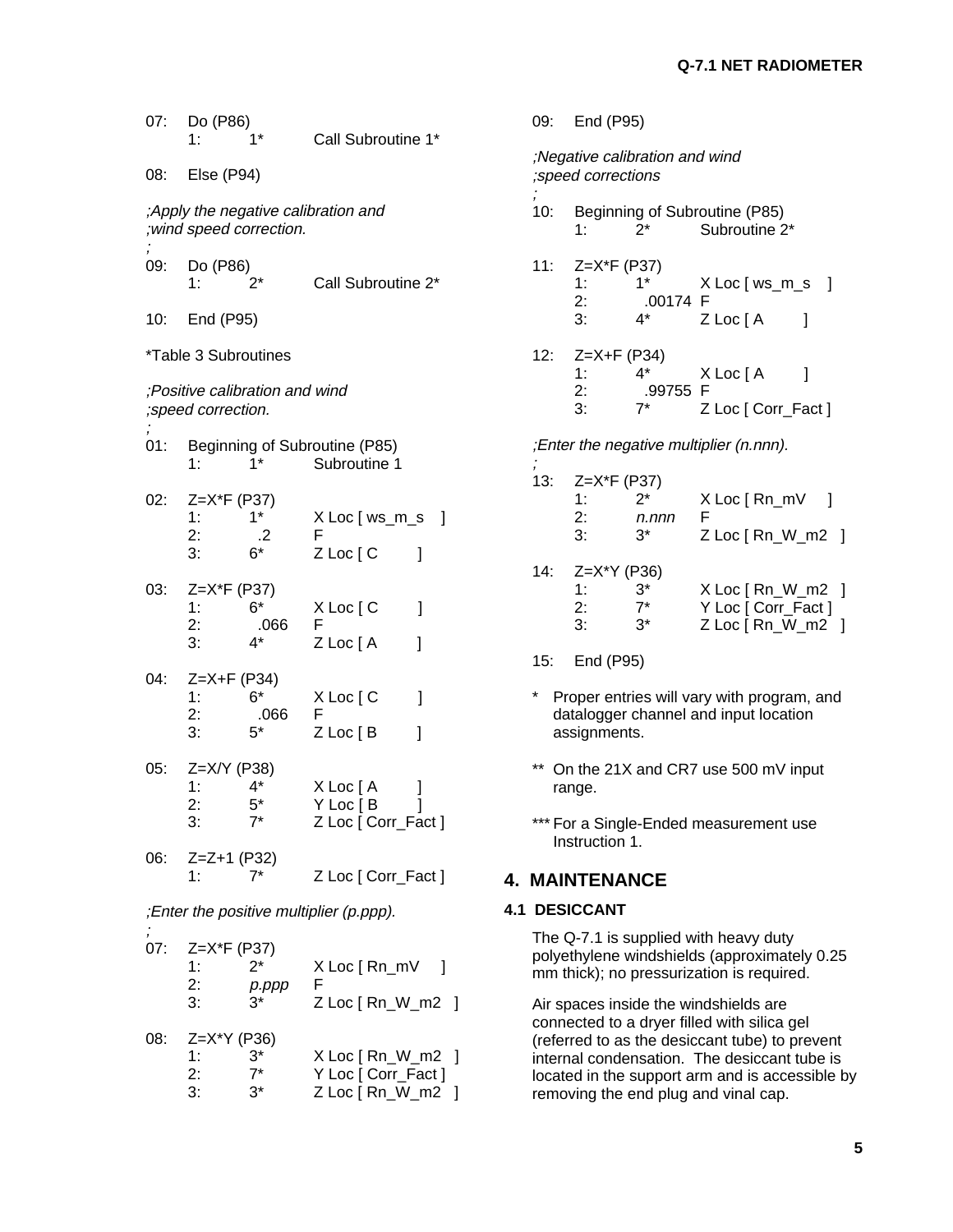```
07:  Do (P86)
      1:    1*      Call Subroutine 1*

08:  Else (P94)

;Apply the negative calibration and
;wind speed correction.
;
09:  Do (P86)
      1:    2*      Call Subroutine 2*

10:  End (P95)
```

*Table 3 Subroutines

```
;Positive calibration and wind
;speed correction.
;
01:  Beginning of Subroutine (P85)
      1:    1*      Subroutine 1

02:  Z=X*F (P37)
      1:    1*      X Loc [ ws_m_s    ]
      2:    .2      F
      3:    6*      Z Loc [ C         ]

03:  Z=X*F (P37)
      1:    6*      X Loc [ C         ]
      2:    .066    F
      3:    4*      Z Loc [ A         ]

04:  Z=X+F (P34)
      1:    6*      X Loc [ C         ]
      2:    .066    F
      3:    5*      Z Loc [ B         ]

05:  Z=X/Y (P38)
      1:    4*      X Loc [ A         ]
      2:    5*      Y Loc [ B         ]
      3:    7*      Z Loc [ Corr_Fact ]

06:  Z=Z+1 (P32)
      1:    7*      Z Loc [ Corr_Fact ]

;Enter the positive multiplier (p.ppp).
;
07:  Z=X*F (P37)
      1:    2*      X Loc [ Rn_mV     ]
      2:    p.ppp   F
      3:    3*      Z Loc [ Rn_W_m2   ]

08:  Z=X*Y (P36)
      1:    3*      X Loc [ Rn_W_m2   ]
      2:    7*      Y Loc [ Corr_Fact ]
      3:    3*      Z Loc [ Rn_W_m2   ]

09:  End (P95)

;Negative calibration and wind
;speed corrections
;
10:  Beginning of Subroutine (P85)
      1:    2*      Subroutine 2*

11:  Z=X*F (P37)
      1:    1*      X Loc [ ws_m_s    ]
      2:    .00174  F
      3:    4*      Z Loc [ A         ]

12:  Z=X+F (P34)
      1:    4*      X Loc [ A         ]
      2:    .99755  F
      3:    7*      Z Loc [ Corr_Fact ]

;Enter the negative multiplier (n.nnn).
;
13:  Z=X*F (P37)
      1:    2*      X Loc [ Rn_mV     ]
      2:    n.nnn   F
      3:    3*      Z Loc [ Rn_W_m2   ]

14:  Z=X*Y (P36)
      1:    3*      X Loc [ Rn_W_m2   ]
      2:    7*      Y Loc [ Corr_Fact ]
      3:    3*      Z Loc [ Rn_W_m2   ]

15:  End (P95)
```

\* Proper entries will vary with program, and datalogger channel and input location assignments.

** On the 21X and CR7 use 500 mV input range.

*** For a Single-Ended measurement use Instruction 1.

## 4. MAINTENANCE

### 4.1 DESICCANT

The Q-7.1 is supplied with heavy duty polyethylene windshields (approximately 0.25 mm thick); no pressurization is required.

Air spaces inside the windshields are connected to a dryer filled with silica gel (referred to as the desiccant tube) to prevent internal condensation. The desiccant tube is located in the support arm and is accessible by removing the end plug and vinal cap.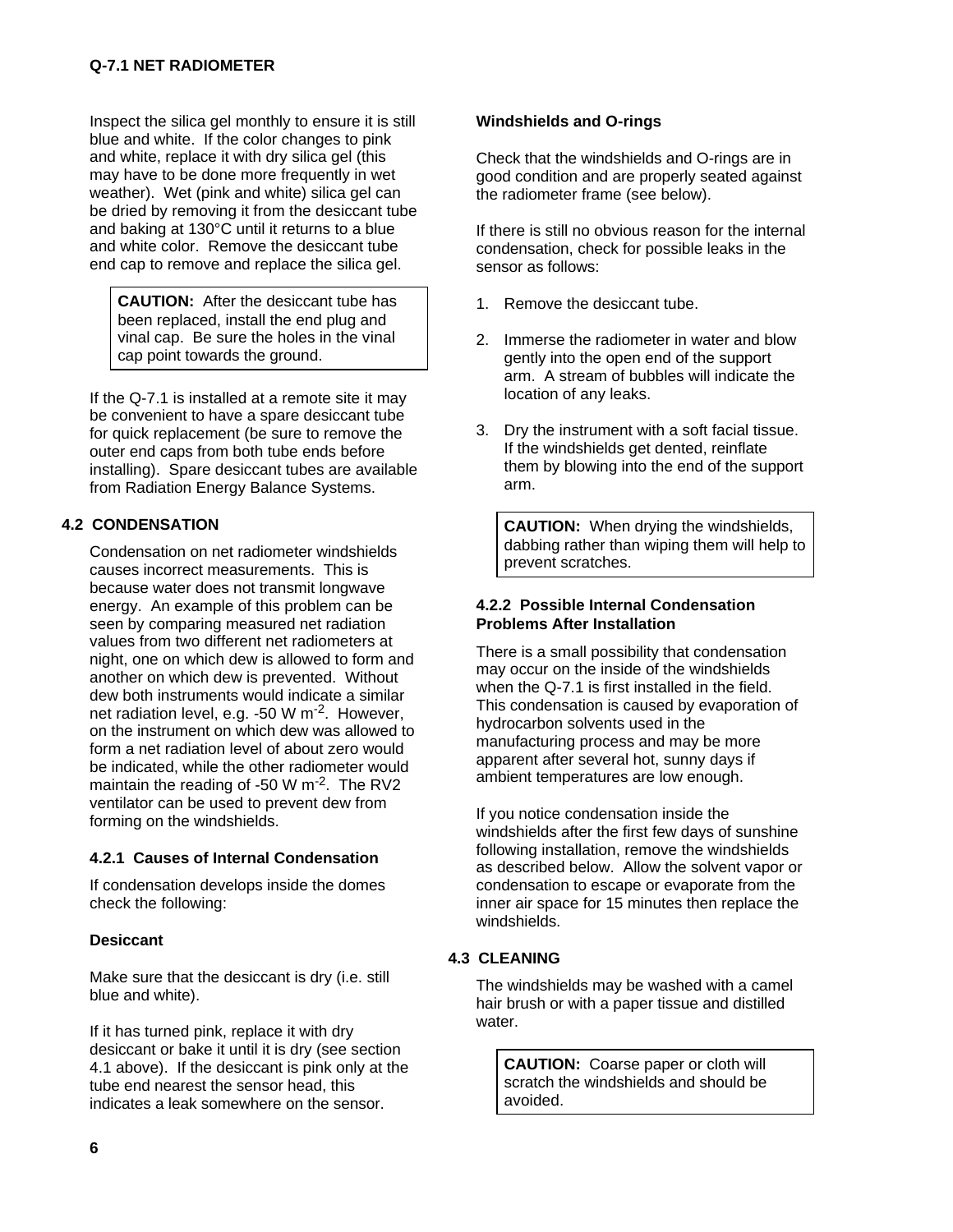Inspect the silica gel monthly to ensure it is still blue and white. If the color changes to pink and white, replace it with dry silica gel (this may have to be done more frequently in wet weather). Wet (pink and white) silica gel can be dried by removing it from the desiccant tube and baking at 130°C until it returns to a blue and white color. Remove the desiccant tube end cap to remove and replace the silica gel.

> **CAUTION:** After the desiccant tube has been replaced, install the end plug and vinal cap. Be sure the holes in the vinal cap point towards the ground.

If the Q-7.1 is installed at a remote site it may be convenient to have a spare desiccant tube for quick replacement (be sure to remove the outer end caps from both tube ends before installing). Spare desiccant tubes are available from Radiation Energy Balance Systems.

## 4.2 CONDENSATION

Condensation on net radiometer windshields causes incorrect measurements. This is because water does not transmit longwave energy. An example of this problem can be seen by comparing measured net radiation values from two different net radiometers at night, one on which dew is allowed to form and another on which dew is prevented. Without dew both instruments would indicate a similar net radiation level, e.g. -50 W $m^{-2}$. However, on the instrument on which dew was allowed to form a net radiation level of about zero would be indicated, while the other radiometer would maintain the reading of -50 W $m^{-2}$. The RV2 ventilator can be used to prevent dew from forming on the windshields.

### 4.2.1 Causes of Internal Condensation

If condensation develops inside the domes check the following:

**Desiccant**

Make sure that the desiccant is dry (i.e. still blue and white).

If it has turned pink, replace it with dry desiccant or bake it until it is dry (see section 4.1 above). If the desiccant is pink only at the tube end nearest the sensor head, this indicates a leak somewhere on the sensor.

**Windshields and O-rings**

Check that the windshields and O-rings are in good condition and are properly seated against the radiometer frame (see below).

If there is still no obvious reason for the internal condensation, check for possible leaks in the sensor as follows:

1. Remove the desiccant tube.
2. Immerse the radiometer in water and blow gently into the open end of the support arm. A stream of bubbles will indicate the location of any leaks.
3. Dry the instrument with a soft facial tissue. If the windshields get dented, reinflate them by blowing into the end of the support arm.

> **CAUTION:** When drying the windshields, dabbing rather than wiping them will help to prevent scratches.

### 4.2.2 Possible Internal Condensation Problems After Installation

There is a small possibility that condensation may occur on the inside of the windshields when the Q-7.1 is first installed in the field. This condensation is caused by evaporation of hydrocarbon solvents used in the manufacturing process and may be more apparent after several hot, sunny days if ambient temperatures are low enough.

If you notice condensation inside the windshields after the first few days of sunshine following installation, remove the windshields as described below. Allow the solvent vapor or condensation to escape or evaporate from the inner air space for 15 minutes then replace the windshields.

## 4.3 CLEANING

The windshields may be washed with a camel hair brush or with a paper tissue and distilled water.

> **CAUTION:** Coarse paper or cloth will scratch the windshields and should be avoided.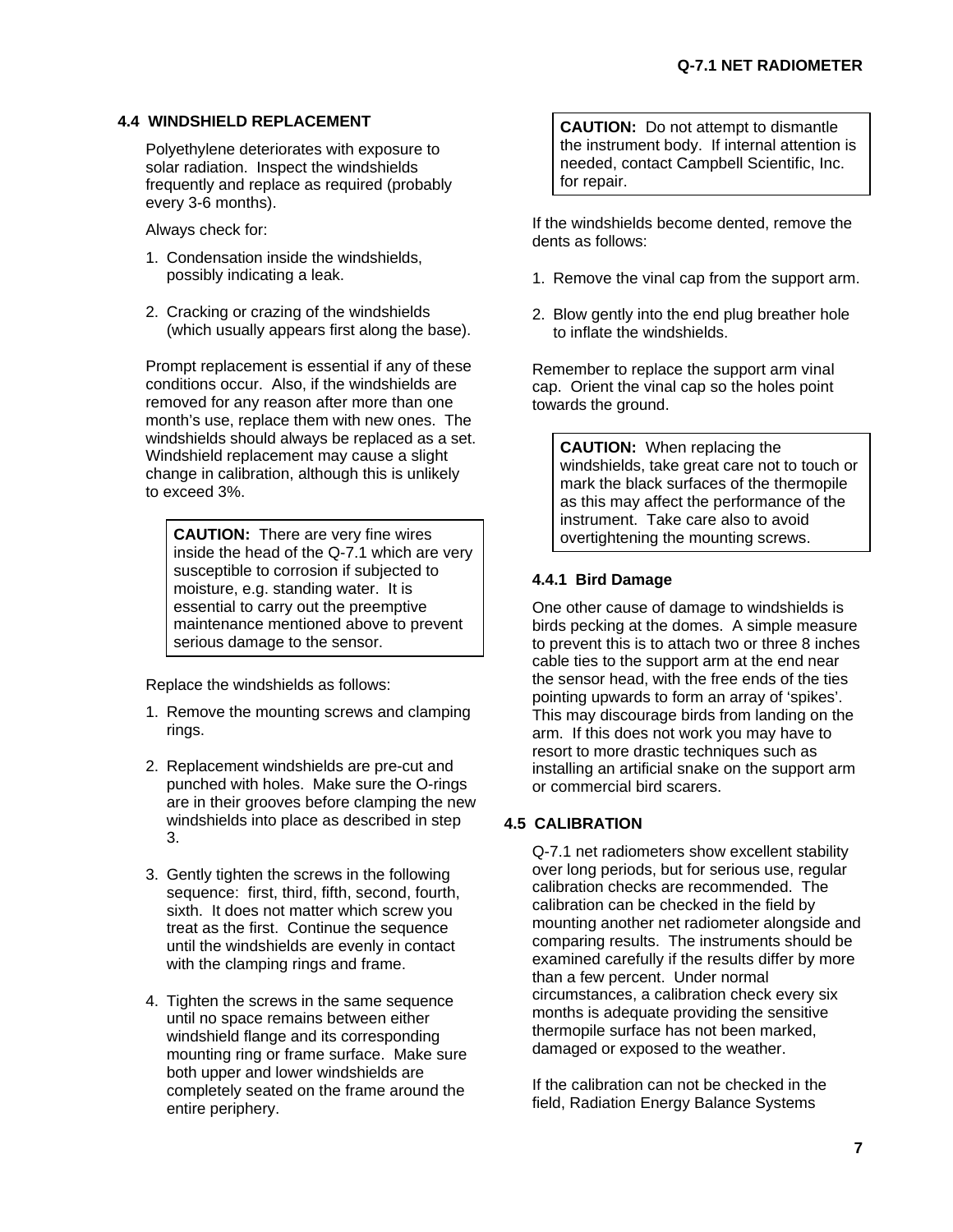## 4.4 WINDSHIELD REPLACEMENT

Polyethylene deteriorates with exposure to solar radiation. Inspect the windshields frequently and replace as required (probably every 3-6 months).

Always check for:

1. Condensation inside the windshields, possibly indicating a leak.

2. Cracking or crazing of the windshields (which usually appears first along the base).

Prompt replacement is essential if any of these conditions occur. Also, if the windshields are removed for any reason after more than one month's use, replace them with new ones. The windshields should always be replaced as a set. Windshield replacement may cause a slight change in calibration, although this is unlikely to exceed 3%.

> **CAUTION:** There are very fine wires inside the head of the Q-7.1 which are very susceptible to corrosion if subjected to moisture, e.g. standing water. It is essential to carry out the preemptive maintenance mentioned above to prevent serious damage to the sensor.

Replace the windshields as follows:

1. Remove the mounting screws and clamping rings.

2. Replacement windshields are pre-cut and punched with holes. Make sure the O-rings are in their grooves before clamping the new windshields into place as described in step 3.

3. Gently tighten the screws in the following sequence: first, third, fifth, second, fourth, sixth. It does not matter which screw you treat as the first. Continue the sequence until the windshields are evenly in contact with the clamping rings and frame.

4. Tighten the screws in the same sequence until no space remains between either windshield flange and its corresponding mounting ring or frame surface. Make sure both upper and lower windshields are completely seated on the frame around the entire periphery.

> **CAUTION:** Do not attempt to dismantle the instrument body. If internal attention is needed, contact Campbell Scientific, Inc. for repair.

If the windshields become dented, remove the dents as follows:

1. Remove the vinal cap from the support arm.

2. Blow gently into the end plug breather hole to inflate the windshields.

Remember to replace the support arm vinal cap. Orient the vinal cap so the holes point towards the ground.

> **CAUTION:** When replacing the windshields, take great care not to touch or mark the black surfaces of the thermopile as this may affect the performance of the instrument. Take care also to avoid overtightening the mounting screws.

### 4.4.1 Bird Damage

One other cause of damage to windshields is birds pecking at the domes. A simple measure to prevent this is to attach two or three 8 inches cable ties to the support arm at the end near the sensor head, with the free ends of the ties pointing upwards to form an array of 'spikes'. This may discourage birds from landing on the arm. If this does not work you may have to resort to more drastic techniques such as installing an artificial snake on the support arm or commercial bird scarers.

## 4.5 CALIBRATION

Q-7.1 net radiometers show excellent stability over long periods, but for serious use, regular calibration checks are recommended. The calibration can be checked in the field by mounting another net radiometer alongside and comparing results. The instruments should be examined carefully if the results differ by more than a few percent. Under normal circumstances, a calibration check every six months is adequate providing the sensitive thermopile surface has not been marked, damaged or exposed to the weather.

If the calibration can not be checked in the field, Radiation Energy Balance Systems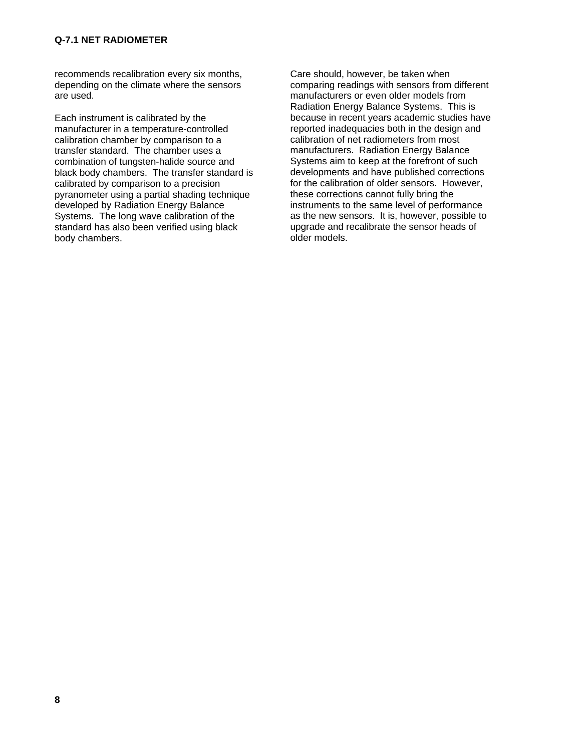recommends recalibration every six months, depending on the climate where the sensors are used.

Each instrument is calibrated by the manufacturer in a temperature-controlled calibration chamber by comparison to a transfer standard. The chamber uses a combination of tungsten-halide source and black body chambers. The transfer standard is calibrated by comparison to a precision pyranometer using a partial shading technique developed by Radiation Energy Balance Systems. The long wave calibration of the standard has also been verified using black body chambers.

Care should, however, be taken when comparing readings with sensors from different manufacturers or even older models from Radiation Energy Balance Systems. This is because in recent years academic studies have reported inadequacies both in the design and calibration of net radiometers from most manufacturers. Radiation Energy Balance Systems aim to keep at the forefront of such developments and have published corrections for the calibration of older sensors. However, these corrections cannot fully bring the instruments to the same level of performance as the new sensors. It is, however, possible to upgrade and recalibrate the sensor heads of older models.